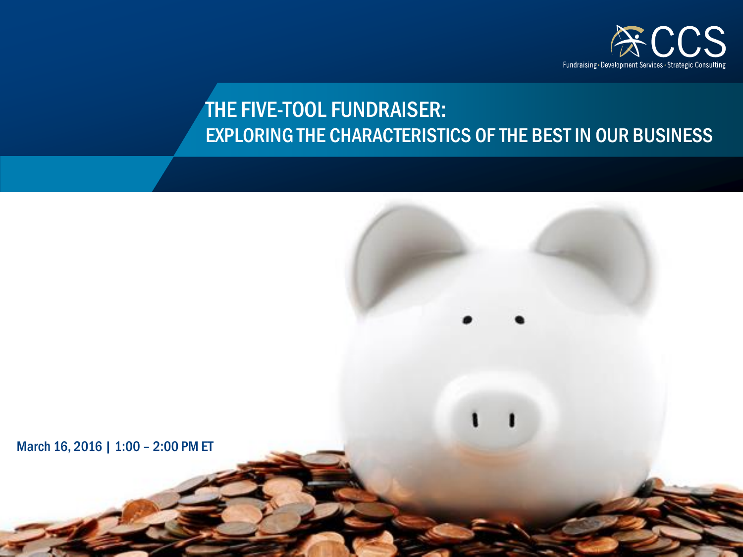CCS

Fundraising • Development Services • Strategic Consulting

# THE FIVE-TOOL FUNDRAISER: EXPLORING THE CHARACTERISTICS OF THE BEST IN OUR BUSINESS

March 16, 2016 | 1:00 – 2:00 PM ET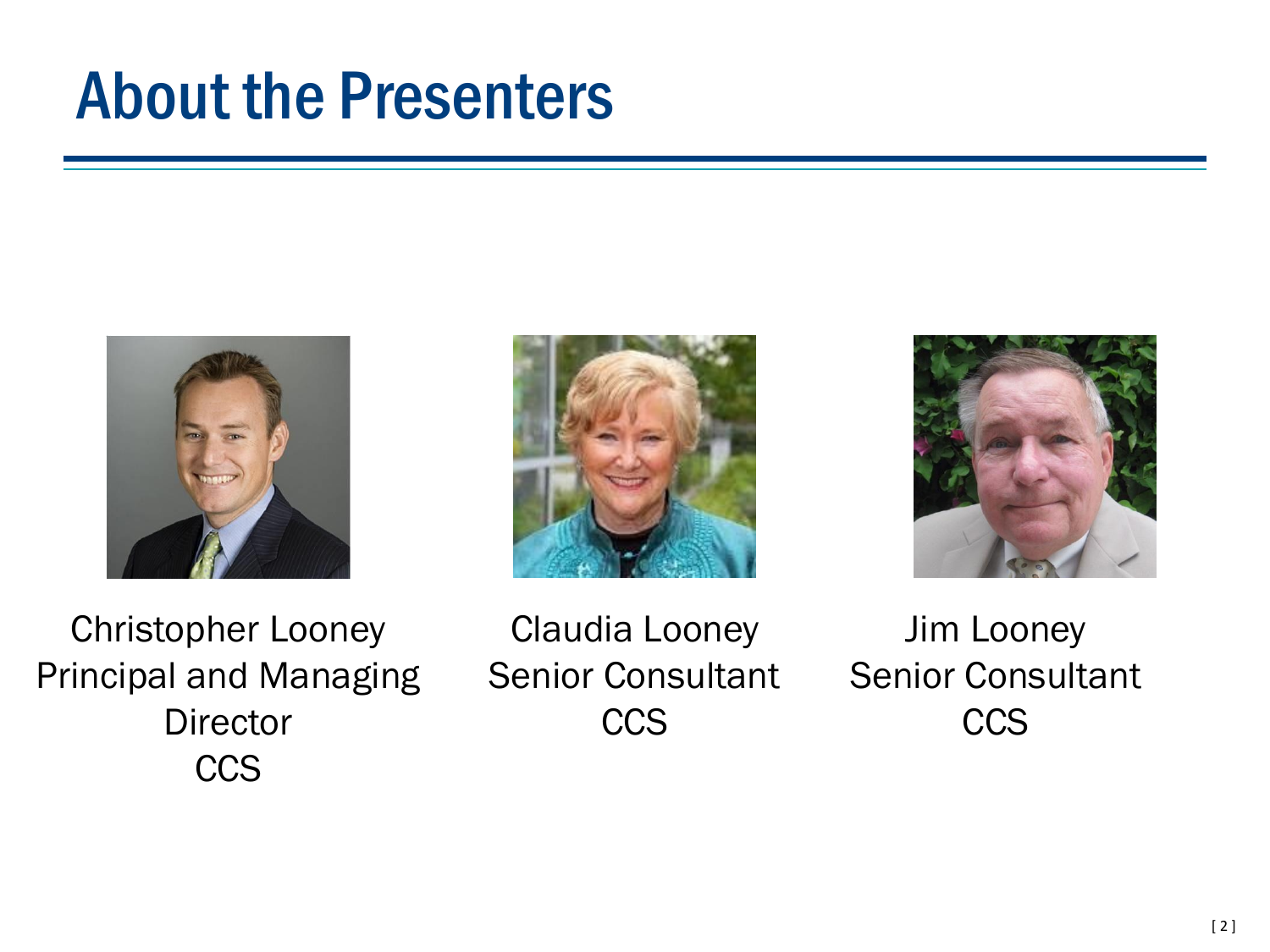# About the Presenters

Christopher Looney
Principal and Managing Director
CCS

Claudia Looney
Senior Consultant
CCS

Jim Looney
Senior Consultant
CCS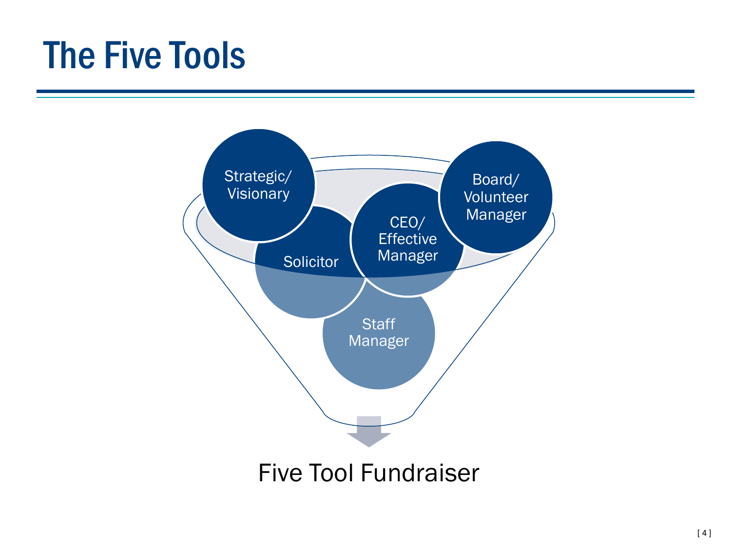# The Five Tools

Strategic/ Visionary

Solicitor

CEO/ Effective Manager

Board/ Volunteer Manager

Staff Manager

Five Tool Fundraiser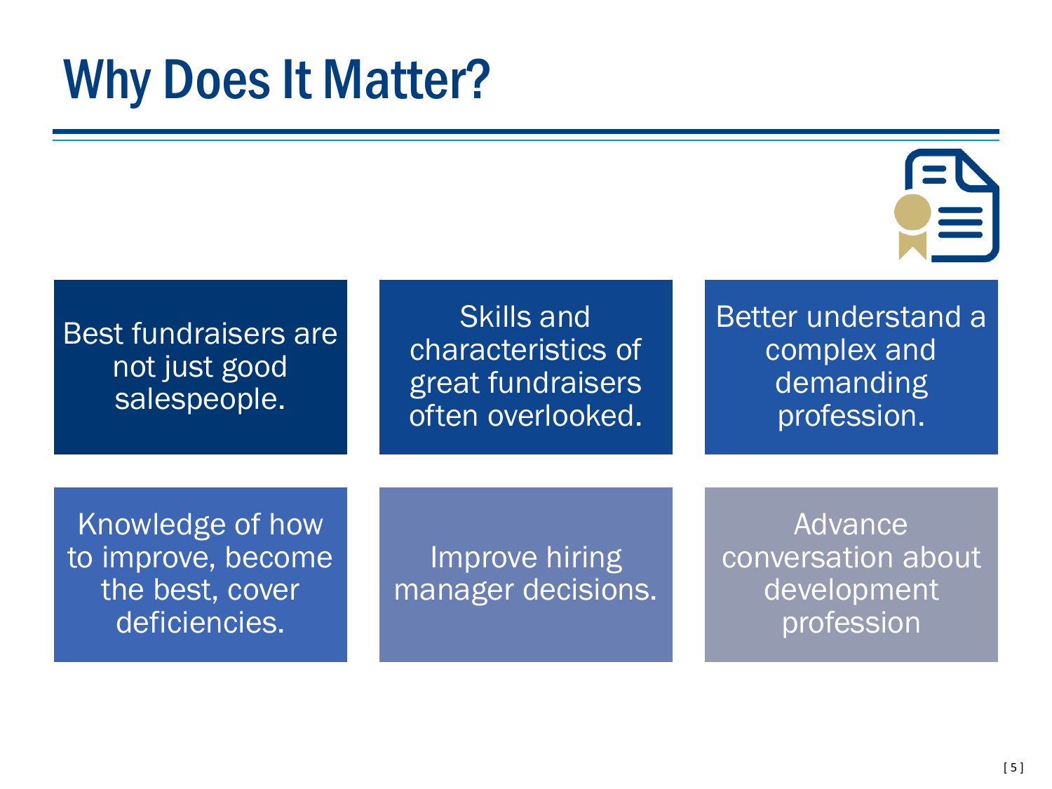# Why Does It Matter?

- Best fundraisers are not just good salespeople.
- Skills and characteristics of great fundraisers often overlooked.
- Better understand a complex and demanding profession.
- Knowledge of how to improve, become the best, cover deficiencies.
- Improve hiring manager decisions.
- Advance conversation about development profession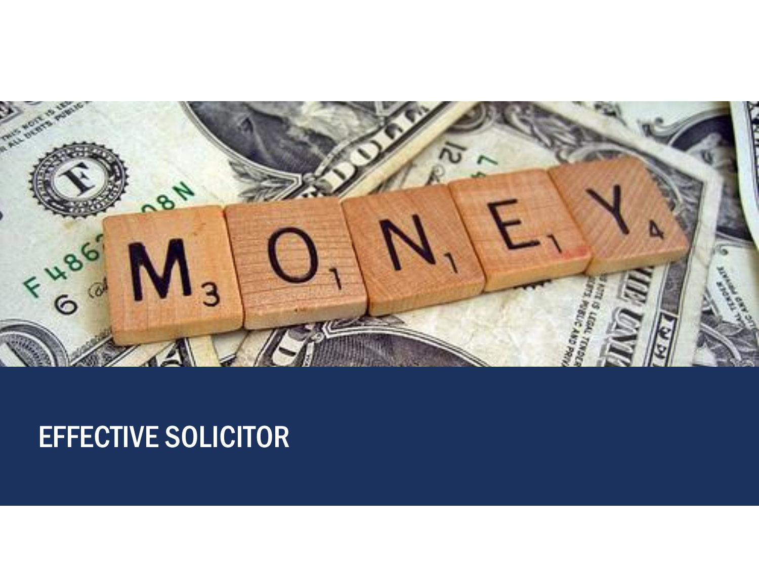# EFFECTIVE SOLICITOR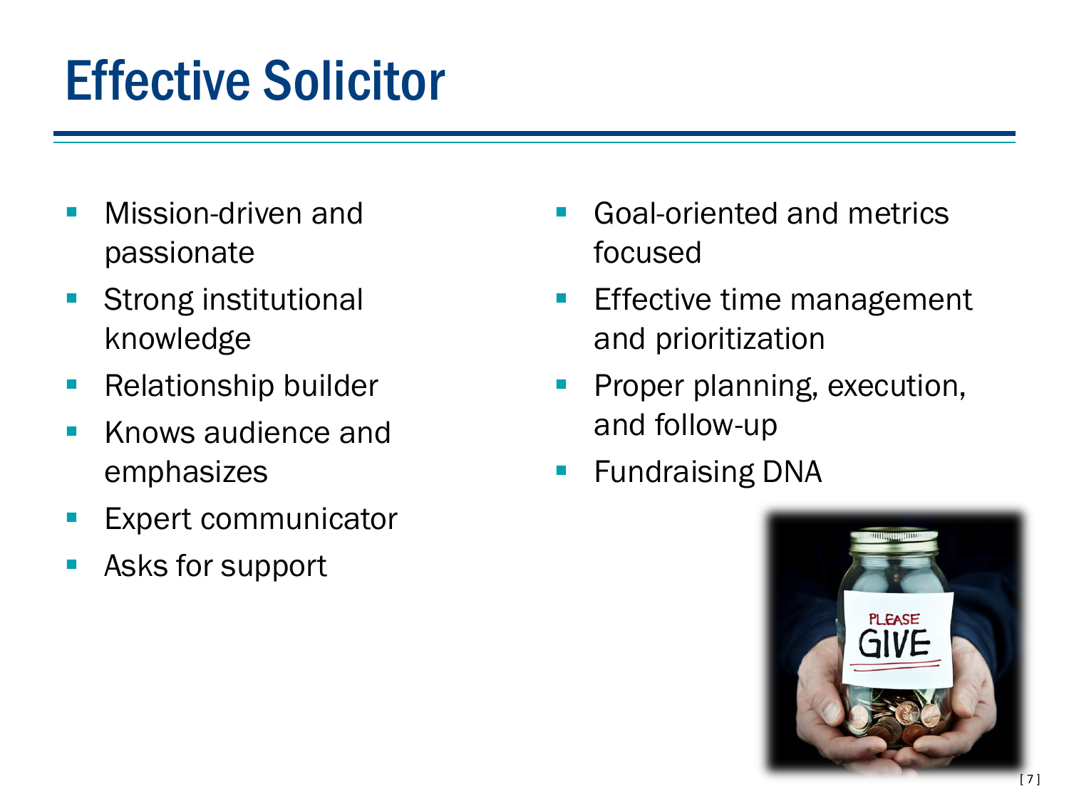# Effective Solicitor

- Mission-driven and passionate
- Strong institutional knowledge
- Relationship builder
- Knows audience and emphasizes
- Expert communicator
- Asks for support
- Goal-oriented and metrics focused
- Effective time management and prioritization
- Proper planning, execution, and follow-up
- Fundraising DNA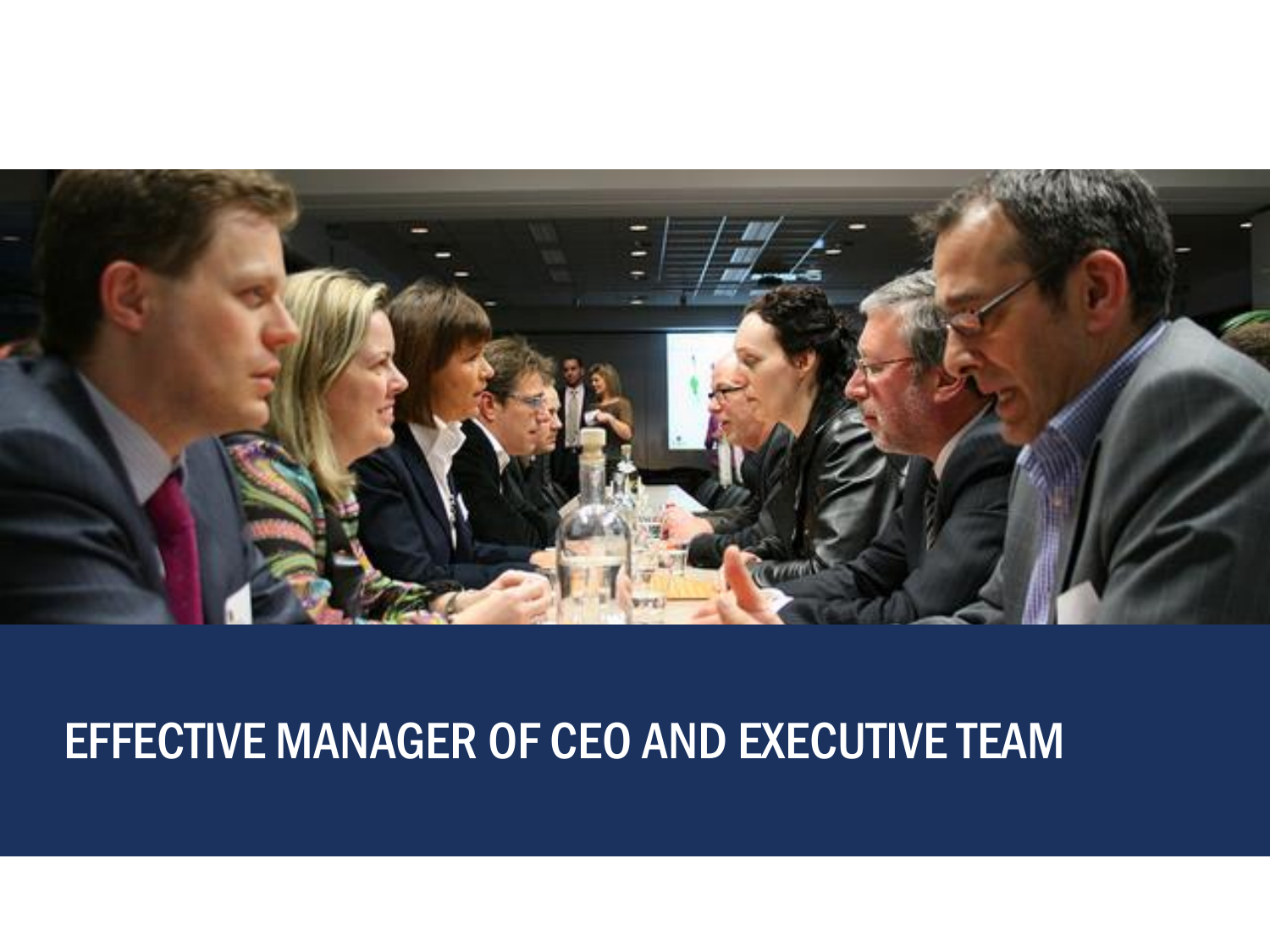# EFFECTIVE MANAGER OF CEO AND EXECUTIVE TEAM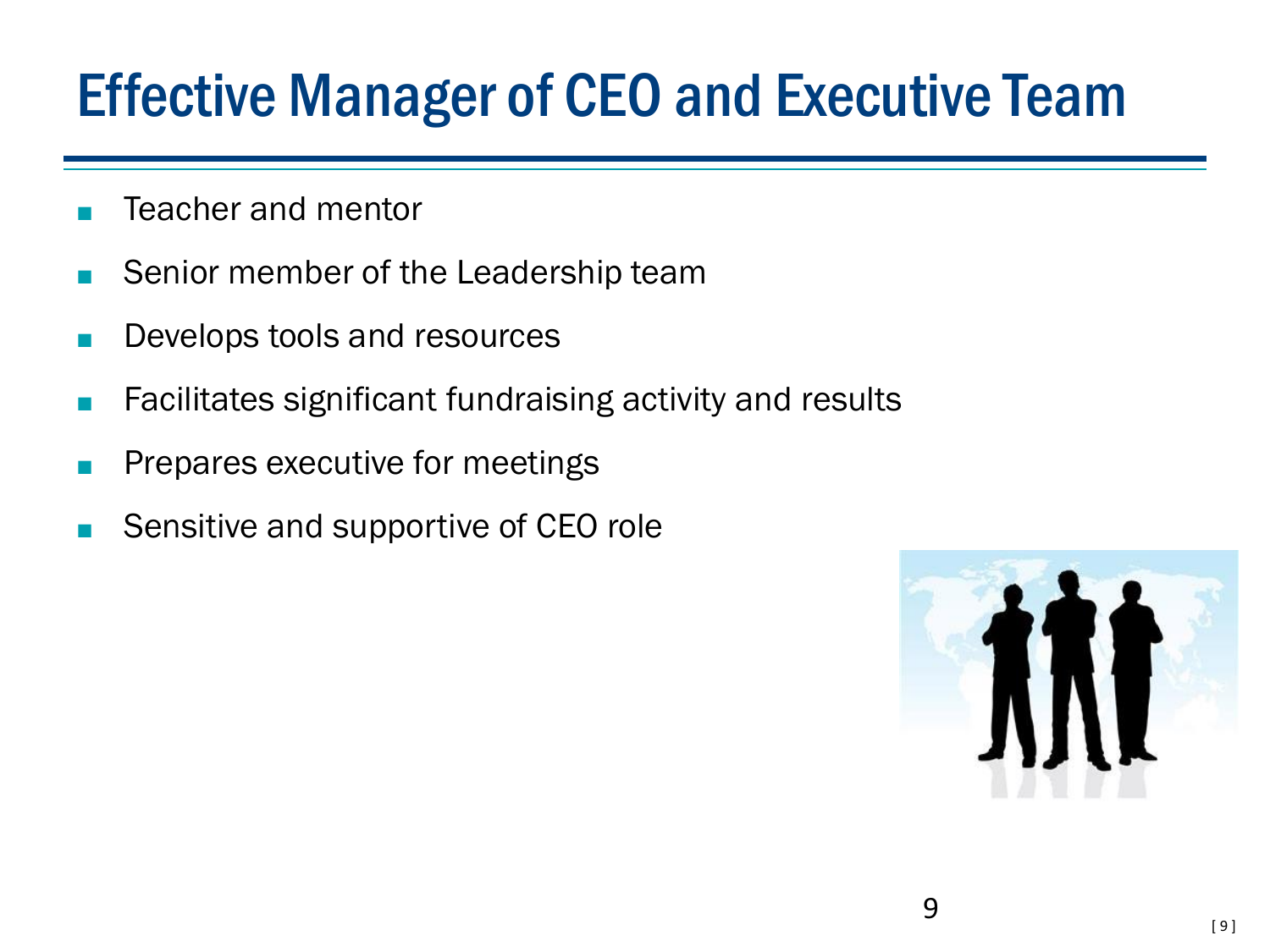# Effective Manager of CEO and Executive Team

- Teacher and mentor
- Senior member of the Leadership team
- Develops tools and resources
- Facilitates significant fundraising activity and results
- Prepares executive for meetings
- Sensitive and supportive of CEO role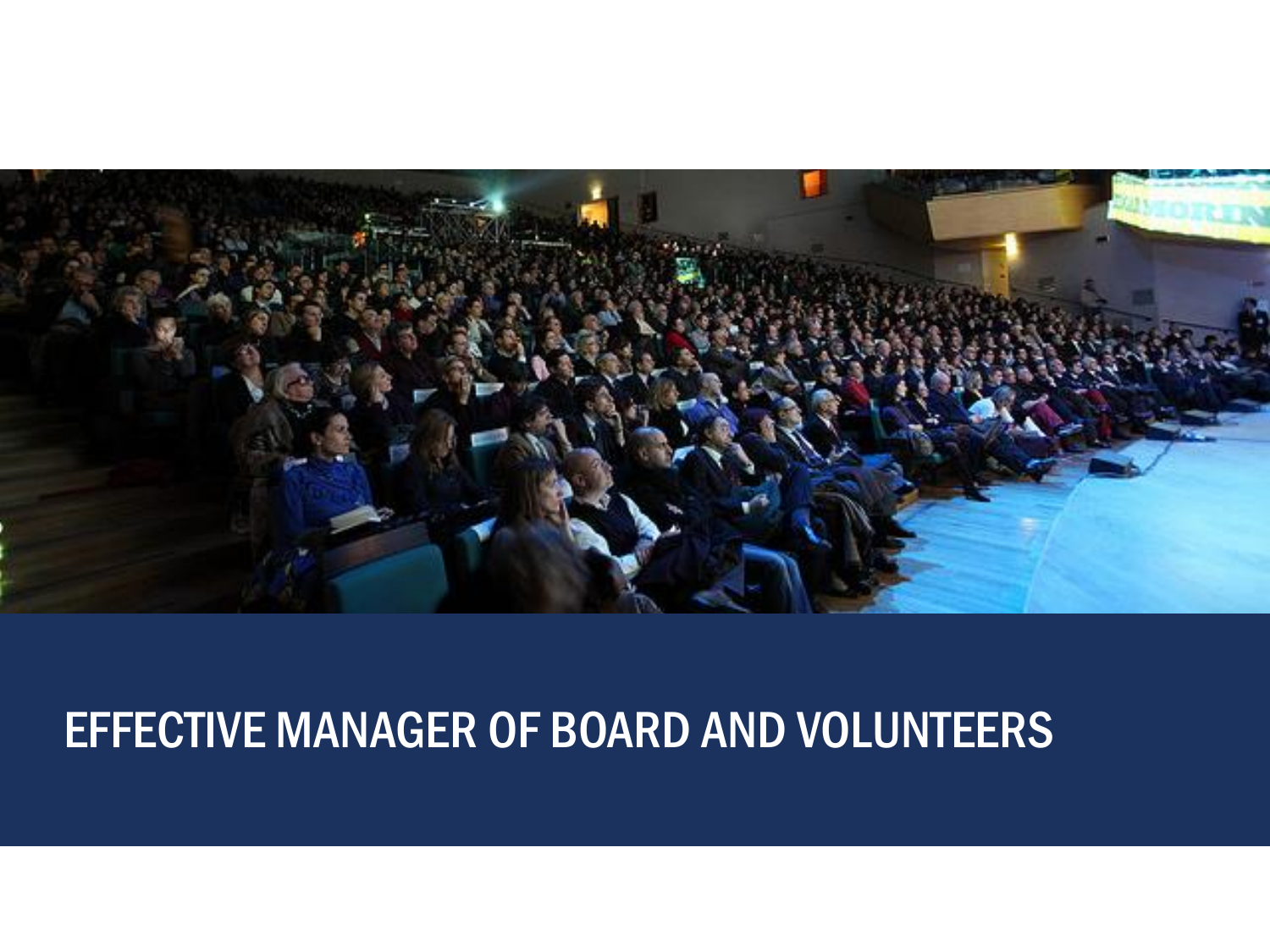# EFFECTIVE MANAGER OF BOARD AND VOLUNTEERS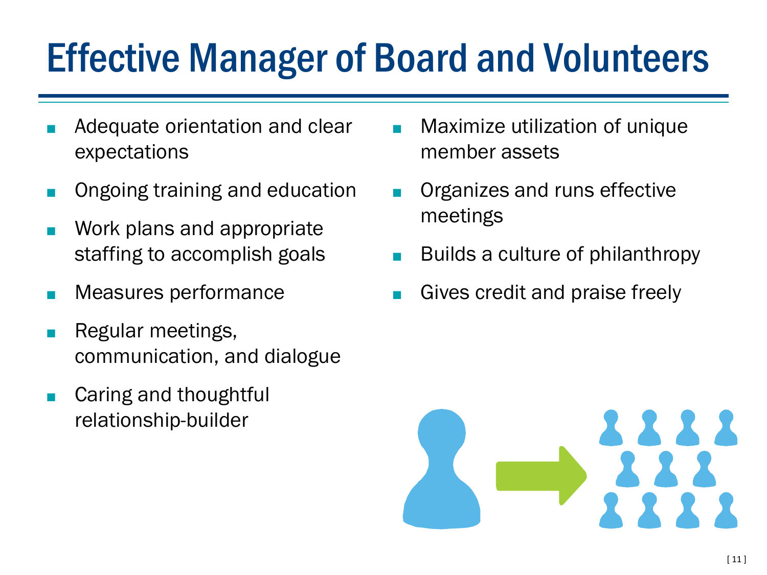# Effective Manager of Board and Volunteers

- Adequate orientation and clear expectations
- Ongoing training and education
- Work plans and appropriate staffing to accomplish goals
- Measures performance
- Regular meetings, communication, and dialogue
- Caring and thoughtful relationship-builder
- Maximize utilization of unique member assets
- Organizes and runs effective meetings
- Builds a culture of philanthropy
- Gives credit and praise freely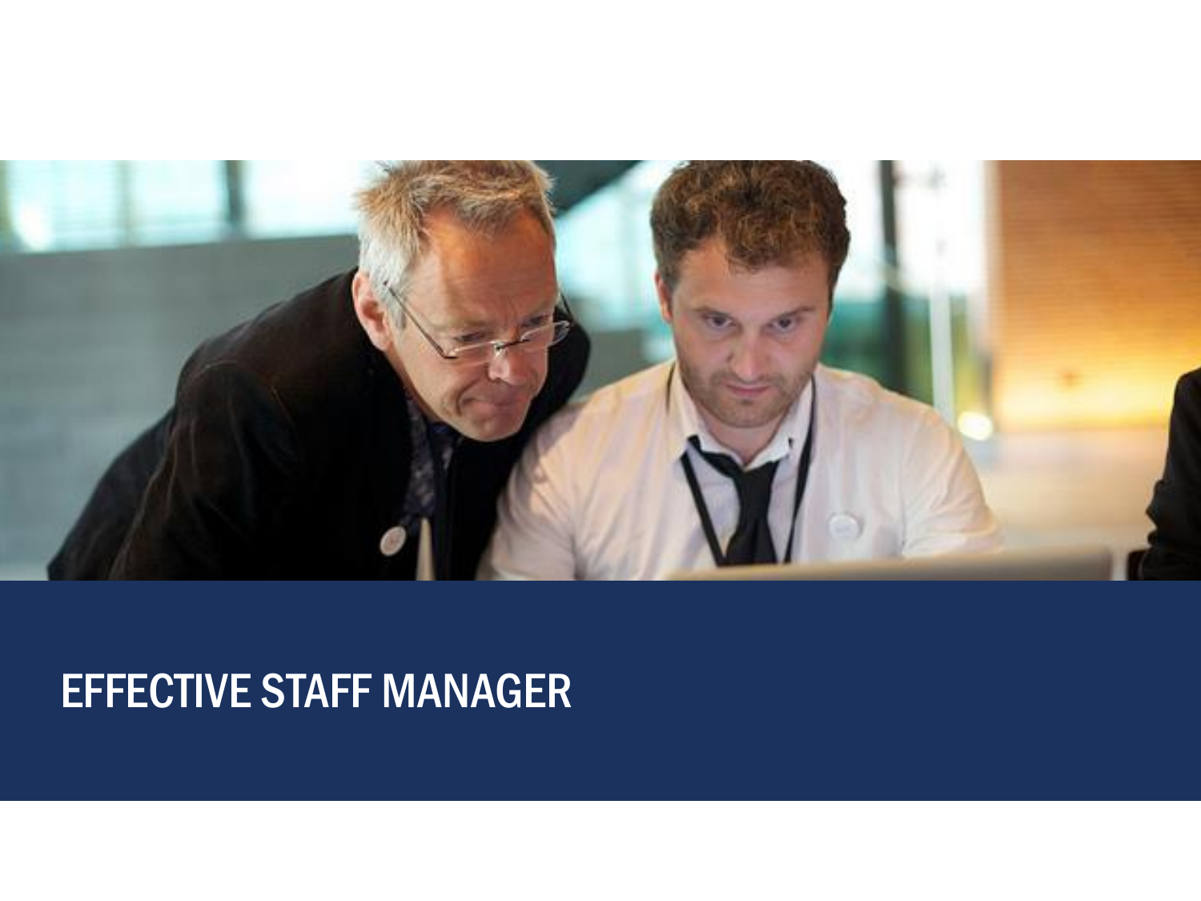# EFFECTIVE STAFF MANAGER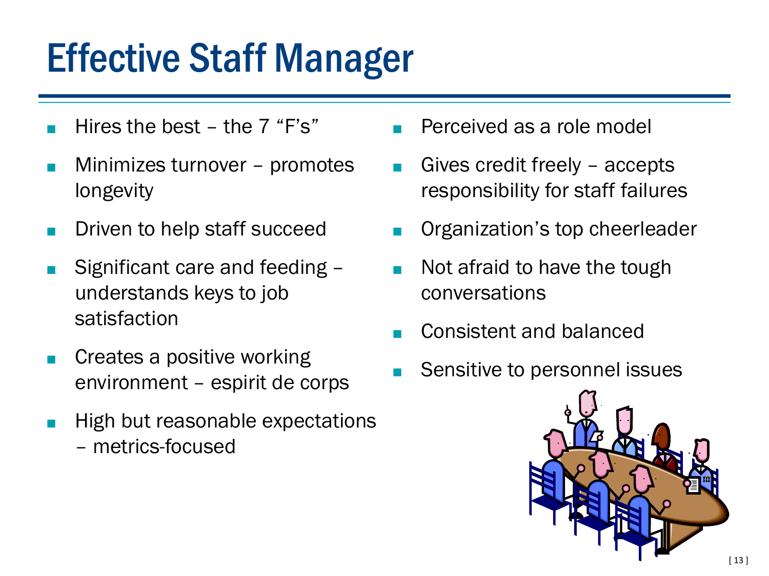# Effective Staff Manager

- Hires the best – the 7 “F’s”
- Minimizes turnover – promotes longevity
- Driven to help staff succeed
- Significant care and feeding – understands keys to job satisfaction
- Creates a positive working environment – espirit de corps
- High but reasonable expectations – metrics-focused
- Perceived as a role model
- Gives credit freely – accepts responsibility for staff failures
- Organization’s top cheerleader
- Not afraid to have the tough conversations
- Consistent and balanced
- Sensitive to personnel issues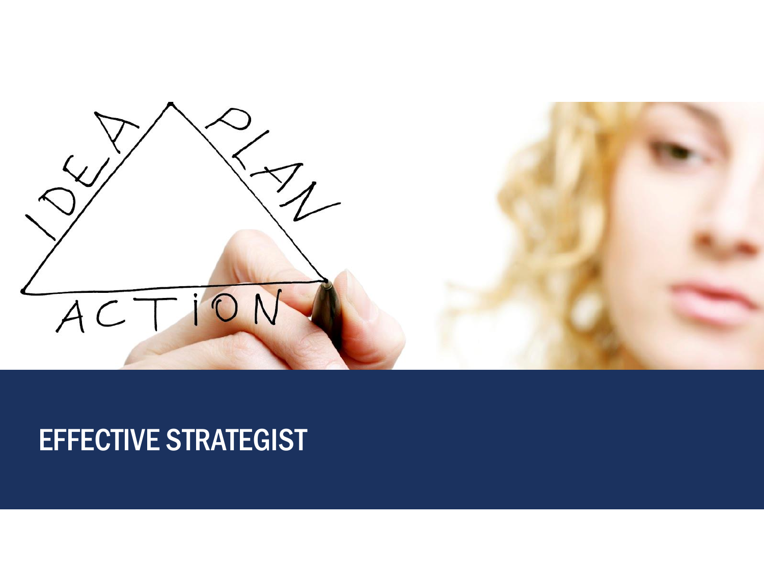# EFFECTIVE STRATEGIST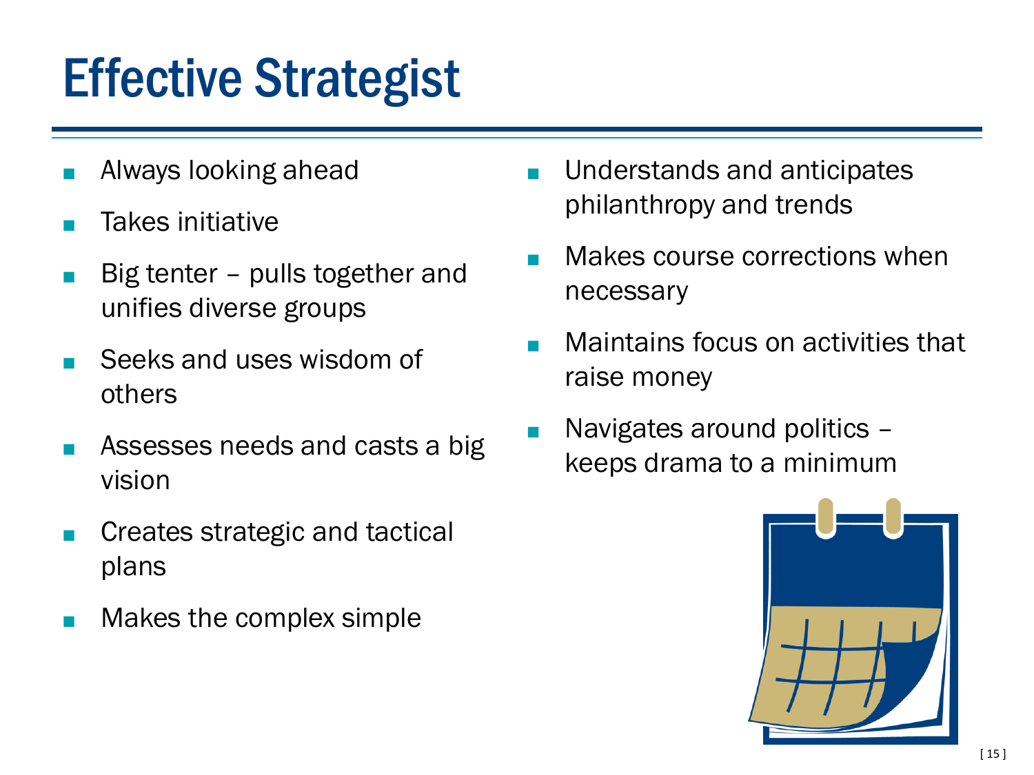# Effective Strategist

- Always looking ahead
- Takes initiative
- Big tenter – pulls together and unifies diverse groups
- Seeks and uses wisdom of others
- Assesses needs and casts a big vision
- Creates strategic and tactical plans
- Makes the complex simple
- Understands and anticipates philanthropy and trends
- Makes course corrections when necessary
- Maintains focus on activities that raise money
- Navigates around politics – keeps drama to a minimum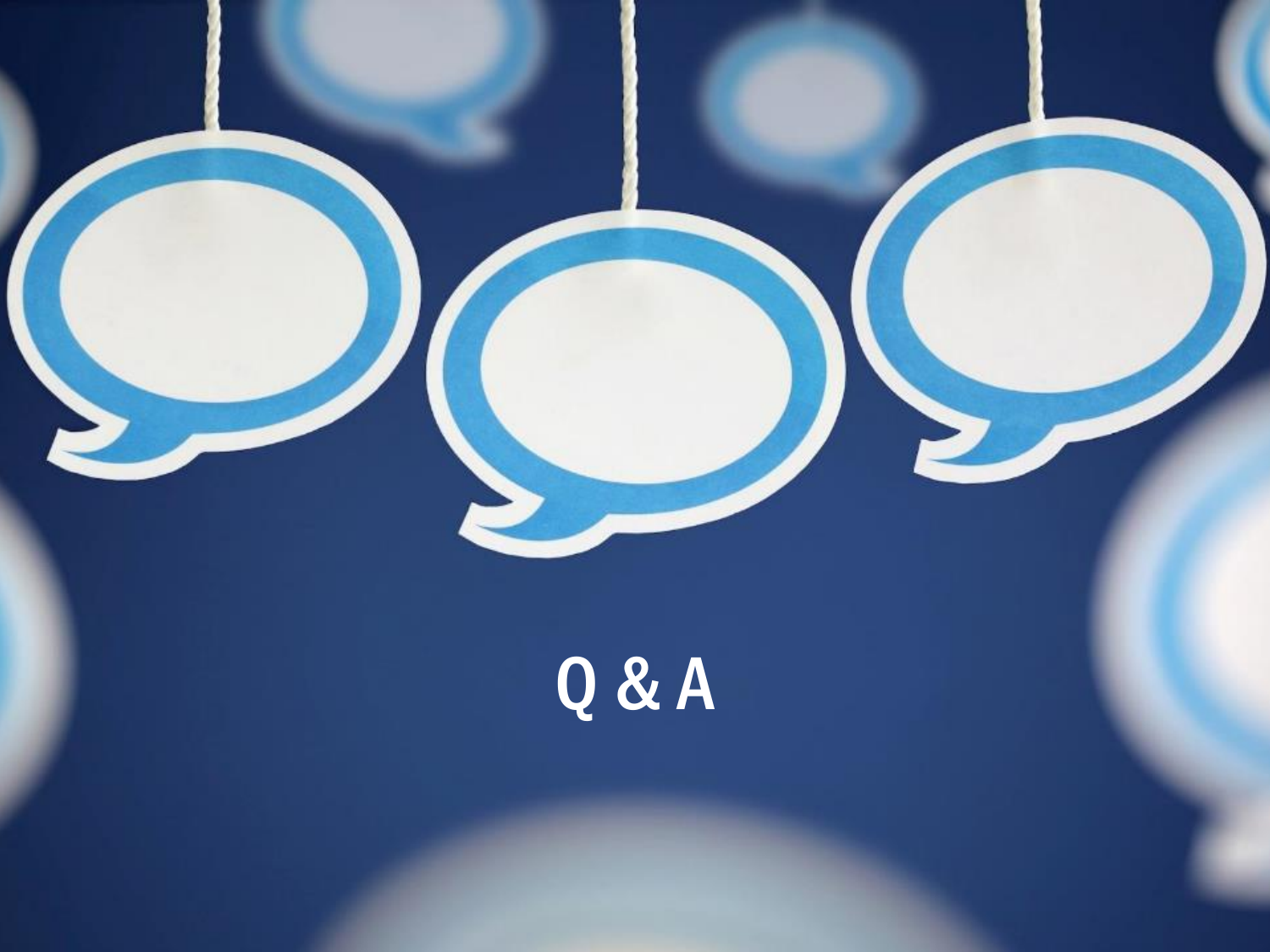Q & A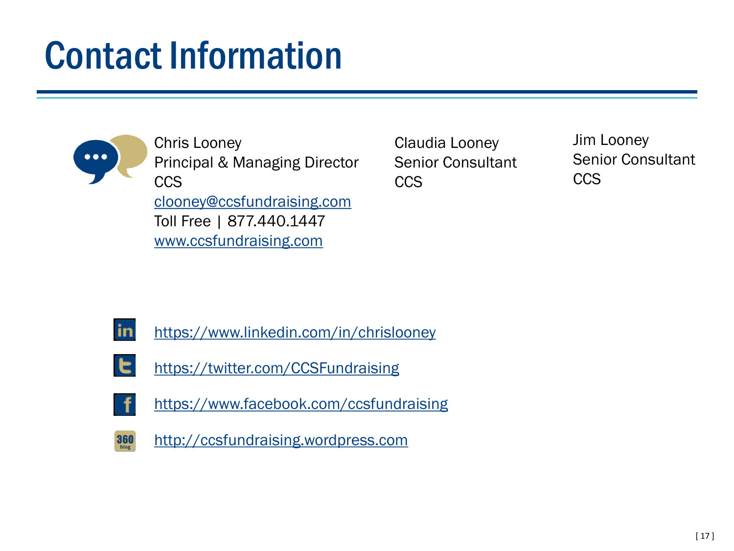# Contact Information

Chris Looney
Principal & Managing Director
CCS
[clooney@ccsfundraising.com](mailto:clooney@ccsfundraising.com)
Toll Free | 877.440.1447
[www.ccsfundraising.com](http://www.ccsfundraising.com)

Claudia Looney
Senior Consultant
CCS

Jim Looney
Senior Consultant
CCS

[https://www.linkedin.com/in/chrislooney](https://www.linkedin.com/in/chrislooney)

[https://twitter.com/CCSFundraising](https://twitter.com/CCSFundraising)

[https://www.facebook.com/ccsfundraising](https://www.facebook.com/ccsfundraising)

[http://ccsfundraising.wordpress.com](http://ccsfundraising.wordpress.com)